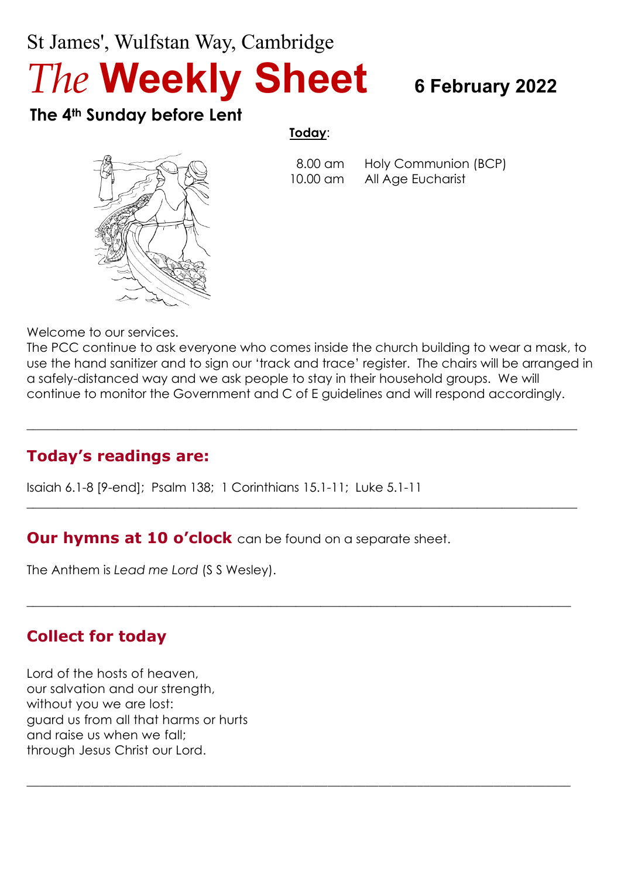St James', Wulfstan Way, Cambridge

# *The* **Weekly Sheet** 6 February 2022

**The 4th Sunday before Lent**

**Today**:

| | |
|---|---|
| 8.00 am | Holy Communion (BCP) |
| 10.00 am | All Age Eucharist |

Welcome to our services.
The PCC continue to ask everyone who comes inside the church building to wear a mask, to use the hand sanitizer and to sign our 'track and trace' register. The chairs will be arranged in a safely-distanced way and we ask people to stay in their household groups. We will continue to monitor the Government and C of E guidelines and will respond accordingly.

---

## Today's readings are:

Isaiah 6.1-8 [9-end]; Psalm 138; 1 Corinthians 15.1-11; Luke 5.1-11

---

**Our hymns at 10 o'clock** can be found on a separate sheet.

The Anthem is *Lead me Lord* (S S Wesley).

---

## Collect for today

Lord of the hosts of heaven,
our salvation and our strength,
without you we are lost:
guard us from all that harms or hurts
and raise us when we fall;
through Jesus Christ our Lord.

---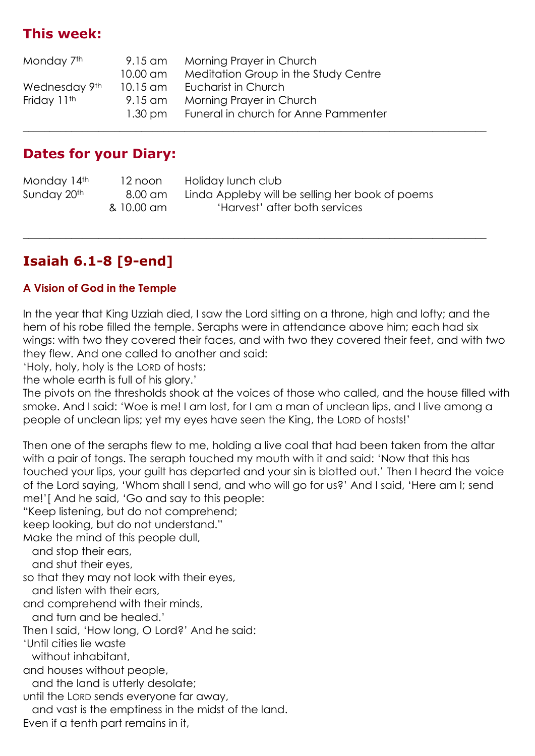## This week:

| | | |
|---|---|---|
| Monday 7th | 9.15 am | Morning Prayer in Church |
| | 10.00 am | Meditation Group in the Study Centre |
| Wednesday 9th | 10.15 am | Eucharist in Church |
| Friday 11th | 9.15 am | Morning Prayer in Church |
| | 1.30 pm | Funeral in church for Anne Pammenter |

---

## Dates for your Diary:

| | | |
|---|---|---|
| Monday 14th | 12 noon | Holiday lunch club |
| Sunday 20th | 8.00 am & 10.00 am | Linda Appleby will be selling her book of poems 'Harvest' after both services |

---

## Isaiah 6.1-8 [9-end]

### A Vision of God in the Temple

In the year that King Uzziah died, I saw the Lord sitting on a throne, high and lofty; and the hem of his robe filled the temple. Seraphs were in attendance above him; each had six wings: with two they covered their faces, and with two they covered their feet, and with two they flew. And one called to another and said:
'Holy, holy, holy is the LORD of hosts;
the whole earth is full of his glory.'
The pivots on the thresholds shook at the voices of those who called, and the house filled with smoke. And I said: 'Woe is me! I am lost, for I am a man of unclean lips, and I live among a people of unclean lips; yet my eyes have seen the King, the LORD of hosts!'

Then one of the seraphs flew to me, holding a live coal that had been taken from the altar with a pair of tongs. The seraph touched my mouth with it and said: 'Now that this has touched your lips, your guilt has departed and your sin is blotted out.' Then I heard the voice of the Lord saying, 'Whom shall I send, and who will go for us?' And I said, 'Here am I; send me!'[ And he said, 'Go and say to this people:
"Keep listening, but do not comprehend;
keep looking, but do not understand."
Make the mind of this people dull,
  and stop their ears,
  and shut their eyes,
so that they may not look with their eyes,
  and listen with their ears,
and comprehend with their minds,
  and turn and be healed.'
Then I said, 'How long, O Lord?' And he said:
'Until cities lie waste
  without inhabitant,
and houses without people,
  and the land is utterly desolate;
until the LORD sends everyone far away,
  and vast is the emptiness in the midst of the land.
Even if a tenth part remains in it,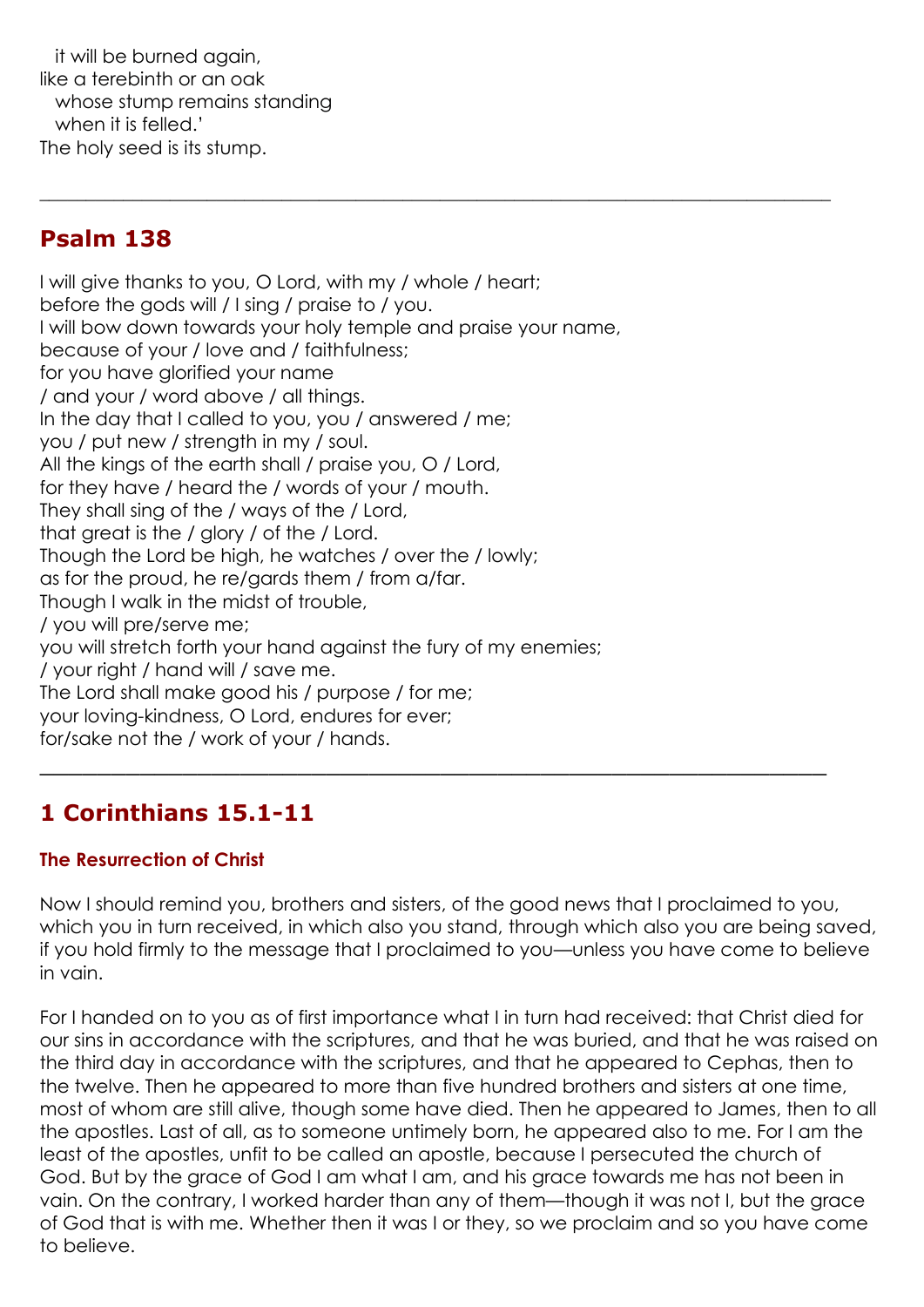it will be burned again,
like a terebinth or an oak
whose stump remains standing
when it is felled.'
The holy seed is its stump.

---

## Psalm 138

I will give thanks to you, O Lord, with my / whole / heart;
before the gods will / I sing / praise to / you.
I will bow down towards your holy temple and praise your name,
because of your / love and / faithfulness;
for you have glorified your name
/ and your / word above / all things.
In the day that I called to you, you / answered / me;
you / put new / strength in my / soul.
All the kings of the earth shall / praise you, O / Lord,
for they have / heard the / words of your / mouth.
They shall sing of the / ways of the / Lord,
that great is the / glory / of the / Lord.
Though the Lord be high, he watches / over the / lowly;
as for the proud, he re/gards them / from a/far.
Though I walk in the midst of trouble,
/ you will pre/serve me;
you will stretch forth your hand against the fury of my enemies;
/ your right / hand will / save me.
The Lord shall make good his / purpose / for me;
your loving-kindness, O Lord, endures for ever;
for/sake not the / work of your / hands.

---

## 1 Corinthians 15.1-11

### The Resurrection of Christ

Now I should remind you, brothers and sisters, of the good news that I proclaimed to you, which you in turn received, in which also you stand, through which also you are being saved, if you hold firmly to the message that I proclaimed to you—unless you have come to believe in vain.

For I handed on to you as of first importance what I in turn had received: that Christ died for our sins in accordance with the scriptures, and that he was buried, and that he was raised on the third day in accordance with the scriptures, and that he appeared to Cephas, then to the twelve. Then he appeared to more than five hundred brothers and sisters at one time, most of whom are still alive, though some have died. Then he appeared to James, then to all the apostles. Last of all, as to someone untimely born, he appeared also to me. For I am the least of the apostles, unfit to be called an apostle, because I persecuted the church of God. But by the grace of God I am what I am, and his grace towards me has not been in vain. On the contrary, I worked harder than any of them—though it was not I, but the grace of God that is with me. Whether then it was I or they, so we proclaim and so you have come to believe.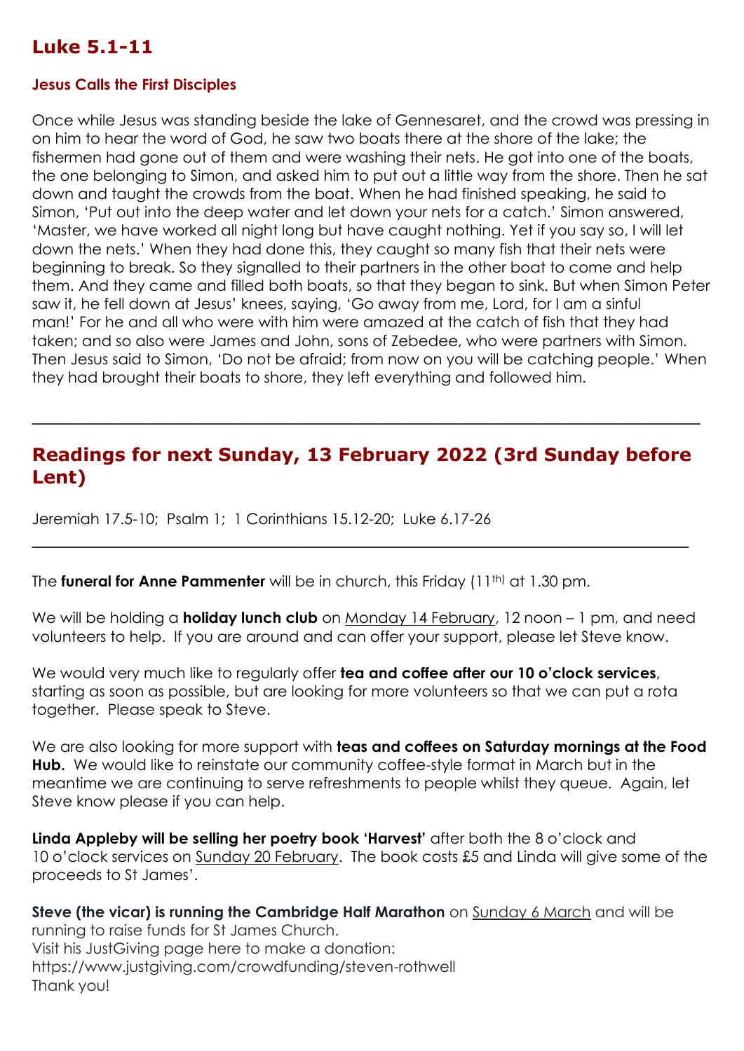## Luke 5.1-11

### Jesus Calls the First Disciples

Once while Jesus was standing beside the lake of Gennesaret, and the crowd was pressing in on him to hear the word of God, he saw two boats there at the shore of the lake; the fishermen had gone out of them and were washing their nets. He got into one of the boats, the one belonging to Simon, and asked him to put out a little way from the shore. Then he sat down and taught the crowds from the boat. When he had finished speaking, he said to Simon, 'Put out into the deep water and let down your nets for a catch.' Simon answered, 'Master, we have worked all night long but have caught nothing. Yet if you say so, I will let down the nets.' When they had done this, they caught so many fish that their nets were beginning to break. So they signalled to their partners in the other boat to come and help them. And they came and filled both boats, so that they began to sink. But when Simon Peter saw it, he fell down at Jesus' knees, saying, 'Go away from me, Lord, for I am a sinful man!' For he and all who were with him were amazed at the catch of fish that they had taken; and so also were James and John, sons of Zebedee, who were partners with Simon. Then Jesus said to Simon, 'Do not be afraid; from now on you will be catching people.' When they had brought their boats to shore, they left everything and followed him.

---

## Readings for next Sunday, 13 February 2022 (3rd Sunday before Lent)

Jeremiah 17.5-10; Psalm 1; 1 Corinthians 15.12-20; Luke 6.17-26

---

The **funeral for Anne Pammenter** will be in church, this Friday (11th) at 1.30 pm.

We will be holding a **holiday lunch club** on Monday 14 February, 12 noon – 1 pm, and need volunteers to help. If you are around and can offer your support, please let Steve know.

We would very much like to regularly offer **tea and coffee after our 10 o'clock services**, starting as soon as possible, but are looking for more volunteers so that we can put a rota together. Please speak to Steve.

We are also looking for more support with **teas and coffees on Saturday mornings at the Food Hub.** We would like to reinstate our community coffee-style format in March but in the meantime we are continuing to serve refreshments to people whilst they queue. Again, let Steve know please if you can help.

**Linda Appleby will be selling her poetry book 'Harvest'** after both the 8 o'clock and 10 o'clock services on Sunday 20 February. The book costs £5 and Linda will give some of the proceeds to St James'.

**Steve (the vicar) is running the Cambridge Half Marathon** on Sunday 6 March and will be running to raise funds for St James Church.
Visit his JustGiving page here to make a donation:
https://www.justgiving.com/crowdfunding/steven-rothwell
Thank you!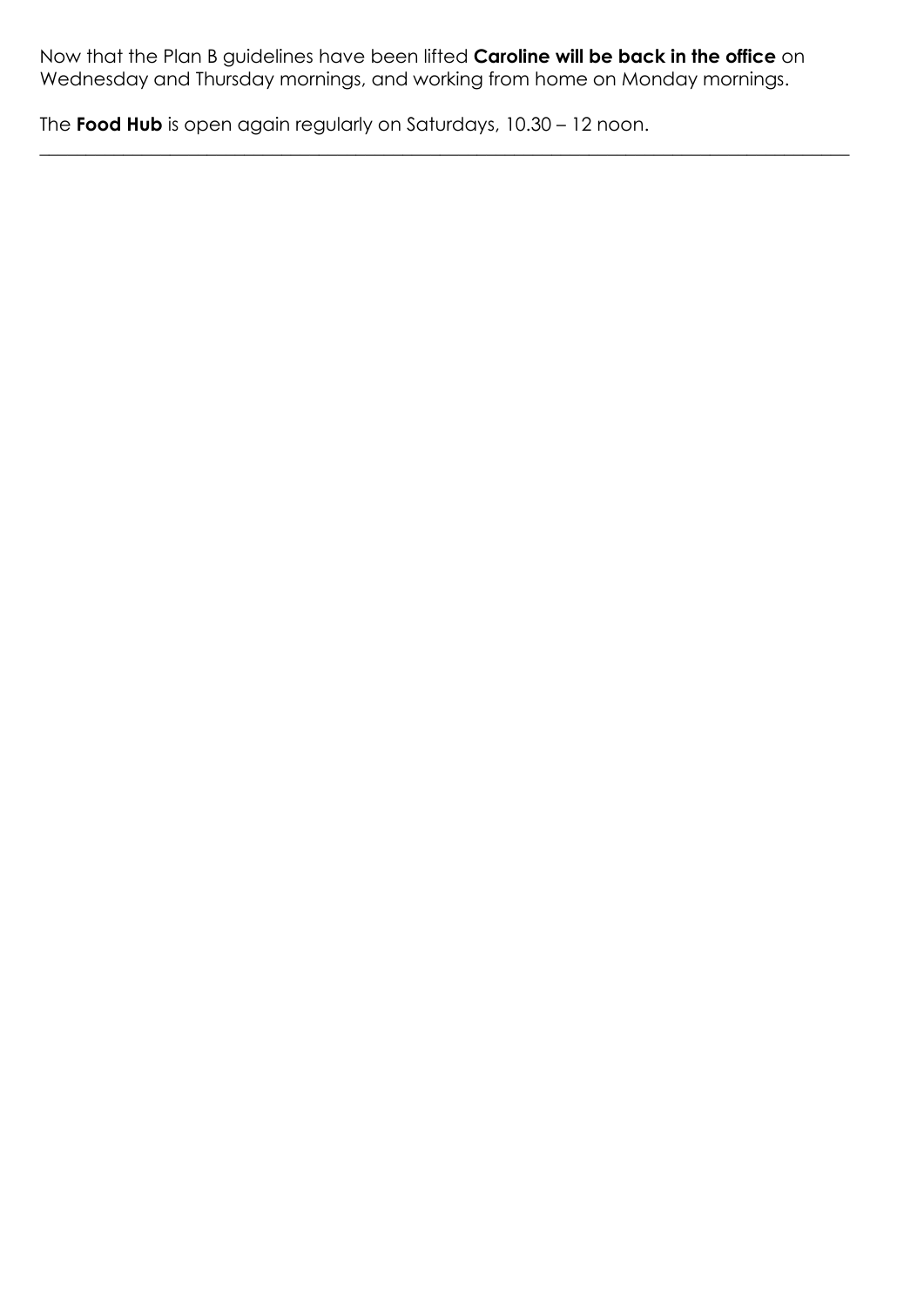Now that the Plan B guidelines have been lifted **Caroline will be back in the office** on Wednesday and Thursday mornings, and working from home on Monday mornings.

The **Food Hub** is open again regularly on Saturdays, 10.30 – 12 noon.

---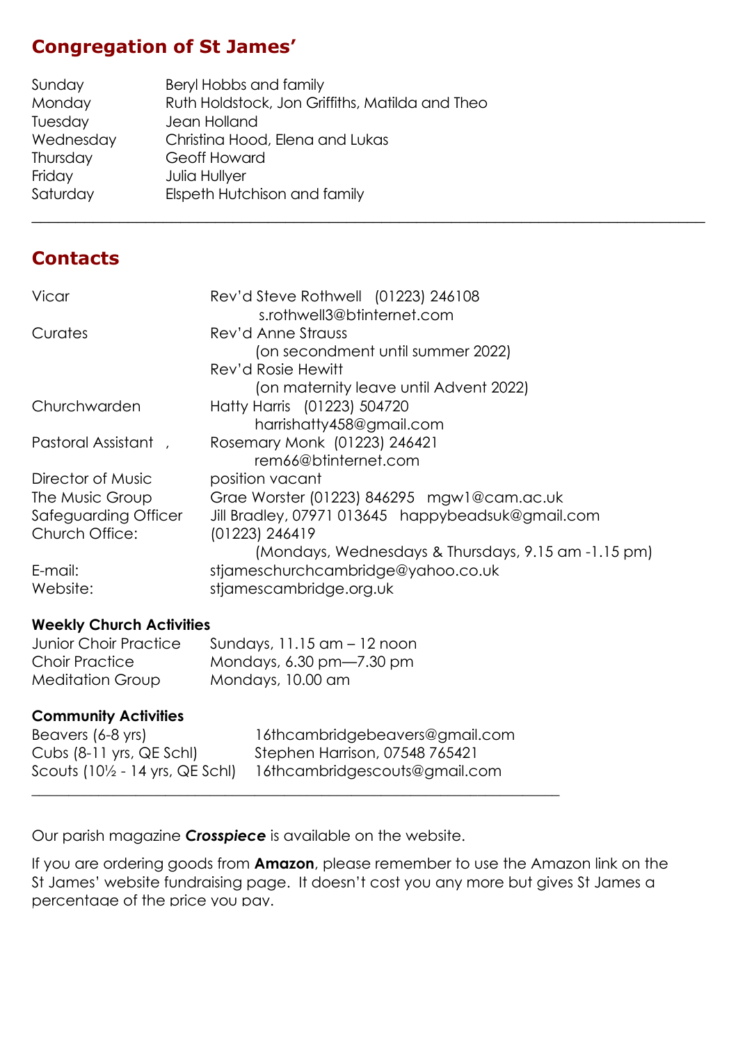## Congregation of St James'

| | |
|---|---|
| Sunday | Beryl Hobbs and family |
| Monday | Ruth Holdstock, Jon Griffiths, Matilda and Theo |
| Tuesday | Jean Holland |
| Wednesday | Christina Hood, Elena and Lukas |
| Thursday | Geoff Howard |
| Friday | Julia Hullyer |
| Saturday | Elspeth Hutchison and family |

---

## Contacts

| | |
|---|---|
| Vicar | Rev'd Steve Rothwell (01223) 246108<br>s.rothwell3@btinternet.com |
| Curates | Rev'd Anne Strauss<br>(on secondment until summer 2022)<br>Rev'd Rosie Hewitt<br>(on maternity leave until Advent 2022) |
| Churchwarden | Hatty Harris (01223) 504720<br>harrishatty458@gmail.com |
| Pastoral Assistant , | Rosemary Monk (01223) 246421<br>rem66@btinternet.com |
| Director of Music | position vacant |
| The Music Group | Grae Worster (01223) 846295 mgw1@cam.ac.uk |
| Safeguarding Officer | Jill Bradley, 07971 013645 happybeadsuk@gmail.com |
| Church Office: | (01223) 246419<br>(Mondays, Wednesdays & Thursdays, 9.15 am -1.15 pm) |
| E-mail: | stjameschurchcambridge@yahoo.co.uk |
| Website: | stjamescambridge.org.uk |

**Weekly Church Activities**

| | |
|---|---|
| Junior Choir Practice | Sundays, 11.15 am – 12 noon |
| Choir Practice | Mondays, 6.30 pm—7.30 pm |
| Meditation Group | Mondays, 10.00 am |

**Community Activities**

| | |
|---|---|
| Beavers (6-8 yrs) | 16thcambridgebeavers@gmail.com |
| Cubs (8-11 yrs, QE Schl) | Stephen Harrison, 07548 765421 |
| Scouts (10½ - 14 yrs, QE Schl) | 16thcambridgescouts@gmail.com |

---

Our parish magazine ***Crosspiece*** is available on the website.

If you are ordering goods from **Amazon**, please remember to use the Amazon link on the St James' website fundraising page. It doesn't cost you any more but gives St James a percentage of the price you pay.